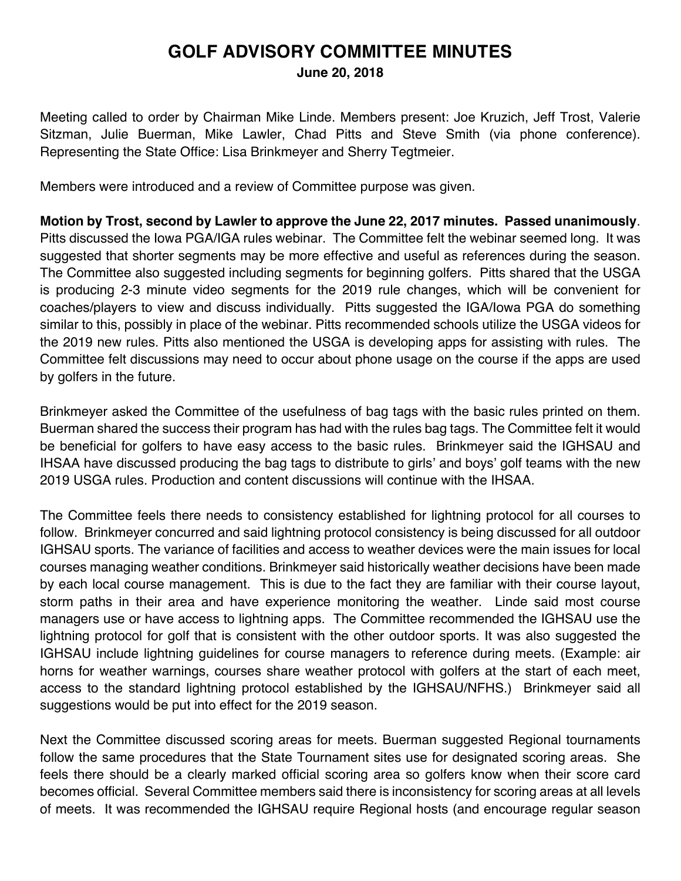# GOLF ADVISORY COMMITTEE MINUTES

**June 20, 2018**

Meeting called to order by Chairman Mike Linde. Members present: Joe Kruzich, Jeff Trost, Valerie Sitzman, Julie Buerman, Mike Lawler, Chad Pitts and Steve Smith (via phone conference). Representing the State Office: Lisa Brinkmeyer and Sherry Tegtmeier.

Members were introduced and a review of Committee purpose was given.

**Motion by Trost, second by Lawler to approve the June 22, 2017 minutes. Passed unanimously**. Pitts discussed the Iowa PGA/IGA rules webinar. The Committee felt the webinar seemed long. It was suggested that shorter segments may be more effective and useful as references during the season. The Committee also suggested including segments for beginning golfers. Pitts shared that the USGA is producing 2-3 minute video segments for the 2019 rule changes, which will be convenient for coaches/players to view and discuss individually. Pitts suggested the IGA/Iowa PGA do something similar to this, possibly in place of the webinar. Pitts recommended schools utilize the USGA videos for the 2019 new rules. Pitts also mentioned the USGA is developing apps for assisting with rules. The Committee felt discussions may need to occur about phone usage on the course if the apps are used by golfers in the future.

Brinkmeyer asked the Committee of the usefulness of bag tags with the basic rules printed on them. Buerman shared the success their program has had with the rules bag tags. The Committee felt it would be beneficial for golfers to have easy access to the basic rules. Brinkmeyer said the IGHSAU and IHSAA have discussed producing the bag tags to distribute to girls' and boys' golf teams with the new 2019 USGA rules. Production and content discussions will continue with the IHSAA.

The Committee feels there needs to consistency established for lightning protocol for all courses to follow. Brinkmeyer concurred and said lightning protocol consistency is being discussed for all outdoor IGHSAU sports. The variance of facilities and access to weather devices were the main issues for local courses managing weather conditions. Brinkmeyer said historically weather decisions have been made by each local course management. This is due to the fact they are familiar with their course layout, storm paths in their area and have experience monitoring the weather. Linde said most course managers use or have access to lightning apps. The Committee recommended the IGHSAU use the lightning protocol for golf that is consistent with the other outdoor sports. It was also suggested the IGHSAU include lightning guidelines for course managers to reference during meets. (Example: air horns for weather warnings, courses share weather protocol with golfers at the start of each meet, access to the standard lightning protocol established by the IGHSAU/NFHS.) Brinkmeyer said all suggestions would be put into effect for the 2019 season.

Next the Committee discussed scoring areas for meets. Buerman suggested Regional tournaments follow the same procedures that the State Tournament sites use for designated scoring areas. She feels there should be a clearly marked official scoring area so golfers know when their score card becomes official. Several Committee members said there is inconsistency for scoring areas at all levels of meets. It was recommended the IGHSAU require Regional hosts (and encourage regular season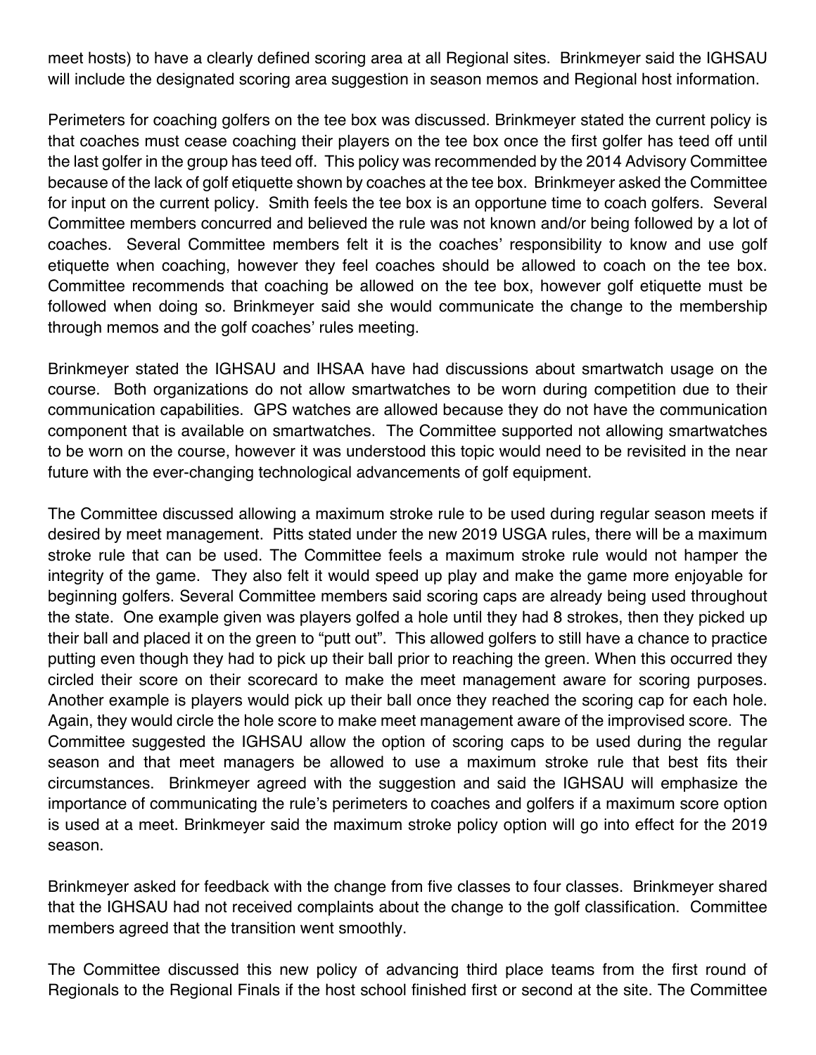meet hosts) to have a clearly defined scoring area at all Regional sites. Brinkmeyer said the IGHSAU will include the designated scoring area suggestion in season memos and Regional host information.

Perimeters for coaching golfers on the tee box was discussed. Brinkmeyer stated the current policy is that coaches must cease coaching their players on the tee box once the first golfer has teed off until the last golfer in the group has teed off. This policy was recommended by the 2014 Advisory Committee because of the lack of golf etiquette shown by coaches at the tee box. Brinkmeyer asked the Committee for input on the current policy. Smith feels the tee box is an opportune time to coach golfers. Several Committee members concurred and believed the rule was not known and/or being followed by a lot of coaches. Several Committee members felt it is the coaches' responsibility to know and use golf etiquette when coaching, however they feel coaches should be allowed to coach on the tee box. Committee recommends that coaching be allowed on the tee box, however golf etiquette must be followed when doing so. Brinkmeyer said she would communicate the change to the membership through memos and the golf coaches' rules meeting.

Brinkmeyer stated the IGHSAU and IHSAA have had discussions about smartwatch usage on the course. Both organizations do not allow smartwatches to be worn during competition due to their communication capabilities. GPS watches are allowed because they do not have the communication component that is available on smartwatches. The Committee supported not allowing smartwatches to be worn on the course, however it was understood this topic would need to be revisited in the near future with the ever-changing technological advancements of golf equipment.

The Committee discussed allowing a maximum stroke rule to be used during regular season meets if desired by meet management. Pitts stated under the new 2019 USGA rules, there will be a maximum stroke rule that can be used. The Committee feels a maximum stroke rule would not hamper the integrity of the game. They also felt it would speed up play and make the game more enjoyable for beginning golfers. Several Committee members said scoring caps are already being used throughout the state. One example given was players golfed a hole until they had 8 strokes, then they picked up their ball and placed it on the green to "putt out". This allowed golfers to still have a chance to practice putting even though they had to pick up their ball prior to reaching the green. When this occurred they circled their score on their scorecard to make the meet management aware for scoring purposes. Another example is players would pick up their ball once they reached the scoring cap for each hole. Again, they would circle the hole score to make meet management aware of the improvised score. The Committee suggested the IGHSAU allow the option of scoring caps to be used during the regular season and that meet managers be allowed to use a maximum stroke rule that best fits their circumstances. Brinkmeyer agreed with the suggestion and said the IGHSAU will emphasize the importance of communicating the rule's perimeters to coaches and golfers if a maximum score option is used at a meet. Brinkmeyer said the maximum stroke policy option will go into effect for the 2019 season.

Brinkmeyer asked for feedback with the change from five classes to four classes. Brinkmeyer shared that the IGHSAU had not received complaints about the change to the golf classification. Committee members agreed that the transition went smoothly.

The Committee discussed this new policy of advancing third place teams from the first round of Regionals to the Regional Finals if the host school finished first or second at the site. The Committee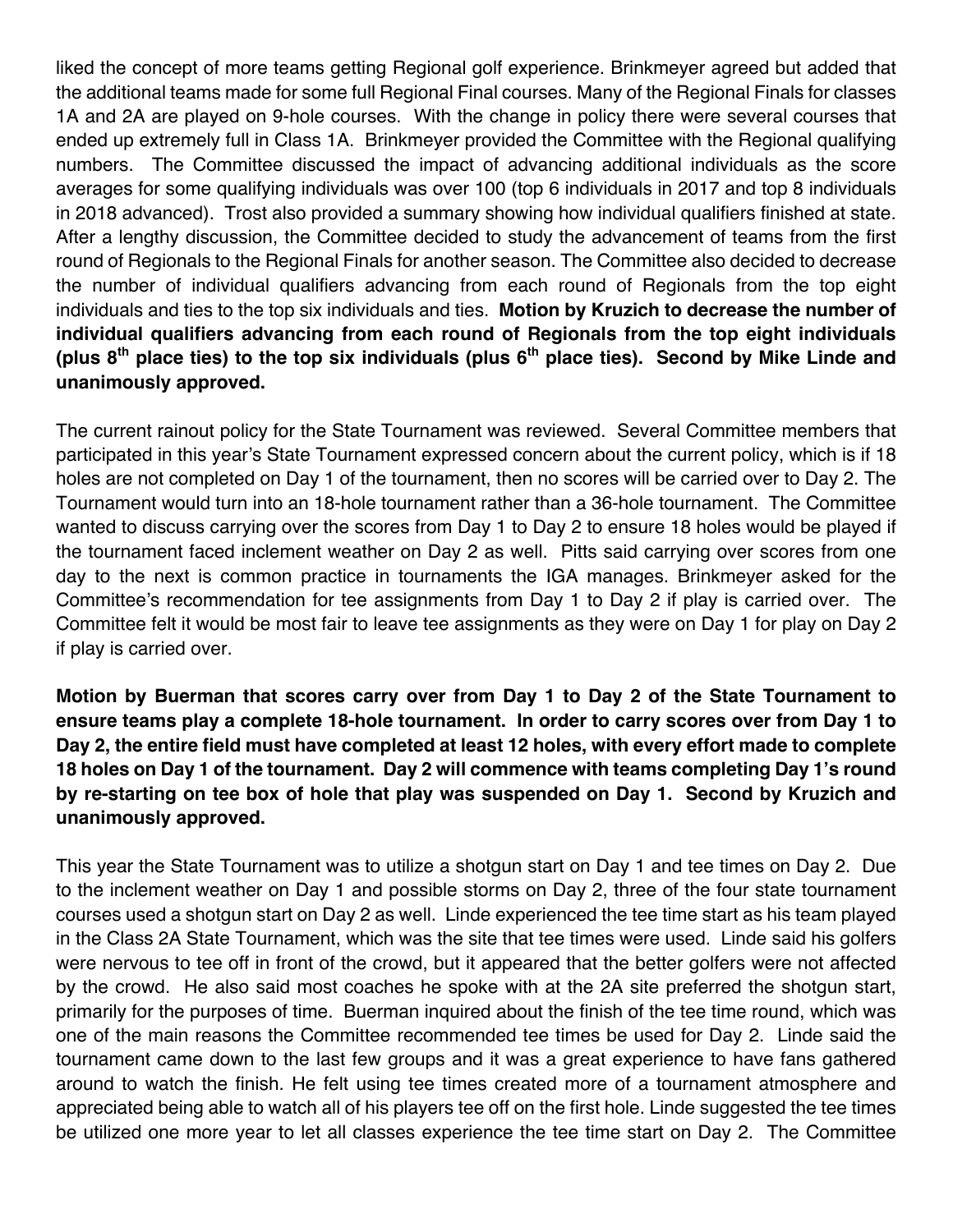liked the concept of more teams getting Regional golf experience. Brinkmeyer agreed but added that the additional teams made for some full Regional Final courses. Many of the Regional Finals for classes 1A and 2A are played on 9-hole courses. With the change in policy there were several courses that ended up extremely full in Class 1A. Brinkmeyer provided the Committee with the Regional qualifying numbers. The Committee discussed the impact of advancing additional individuals as the score averages for some qualifying individuals was over 100 (top 6 individuals in 2017 and top 8 individuals in 2018 advanced). Trost also provided a summary showing how individual qualifiers finished at state. After a lengthy discussion, the Committee decided to study the advancement of teams from the first round of Regionals to the Regional Finals for another season. The Committee also decided to decrease the number of individual qualifiers advancing from each round of Regionals from the top eight individuals and ties to the top six individuals and ties. **Motion by Kruzich to decrease the number of individual qualifiers advancing from each round of Regionals from the top eight individuals (plus 8th place ties) to the top six individuals (plus 6th place ties). Second by Mike Linde and unanimously approved.**

The current rainout policy for the State Tournament was reviewed. Several Committee members that participated in this year's State Tournament expressed concern about the current policy, which is if 18 holes are not completed on Day 1 of the tournament, then no scores will be carried over to Day 2. The Tournament would turn into an 18-hole tournament rather than a 36-hole tournament. The Committee wanted to discuss carrying over the scores from Day 1 to Day 2 to ensure 18 holes would be played if the tournament faced inclement weather on Day 2 as well. Pitts said carrying over scores from one day to the next is common practice in tournaments the IGA manages. Brinkmeyer asked for the Committee's recommendation for tee assignments from Day 1 to Day 2 if play is carried over. The Committee felt it would be most fair to leave tee assignments as they were on Day 1 for play on Day 2 if play is carried over.

**Motion by Buerman that scores carry over from Day 1 to Day 2 of the State Tournament to ensure teams play a complete 18-hole tournament. In order to carry scores over from Day 1 to Day 2, the entire field must have completed at least 12 holes, with every effort made to complete 18 holes on Day 1 of the tournament. Day 2 will commence with teams completing Day 1's round by re-starting on tee box of hole that play was suspended on Day 1. Second by Kruzich and unanimously approved.**

This year the State Tournament was to utilize a shotgun start on Day 1 and tee times on Day 2. Due to the inclement weather on Day 1 and possible storms on Day 2, three of the four state tournament courses used a shotgun start on Day 2 as well. Linde experienced the tee time start as his team played in the Class 2A State Tournament, which was the site that tee times were used. Linde said his golfers were nervous to tee off in front of the crowd, but it appeared that the better golfers were not affected by the crowd. He also said most coaches he spoke with at the 2A site preferred the shotgun start, primarily for the purposes of time. Buerman inquired about the finish of the tee time round, which was one of the main reasons the Committee recommended tee times be used for Day 2. Linde said the tournament came down to the last few groups and it was a great experience to have fans gathered around to watch the finish. He felt using tee times created more of a tournament atmosphere and appreciated being able to watch all of his players tee off on the first hole. Linde suggested the tee times be utilized one more year to let all classes experience the tee time start on Day 2. The Committee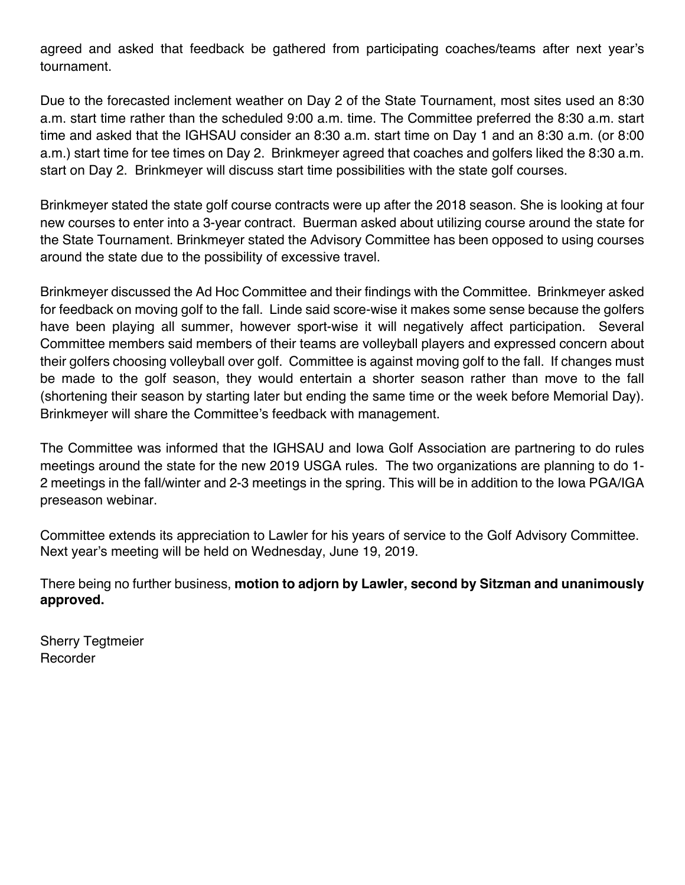agreed and asked that feedback be gathered from participating coaches/teams after next year's tournament.

Due to the forecasted inclement weather on Day 2 of the State Tournament, most sites used an 8:30 a.m. start time rather than the scheduled 9:00 a.m. time. The Committee preferred the 8:30 a.m. start time and asked that the IGHSAU consider an 8:30 a.m. start time on Day 1 and an 8:30 a.m. (or 8:00 a.m.) start time for tee times on Day 2. Brinkmeyer agreed that coaches and golfers liked the 8:30 a.m. start on Day 2. Brinkmeyer will discuss start time possibilities with the state golf courses.

Brinkmeyer stated the state golf course contracts were up after the 2018 season. She is looking at four new courses to enter into a 3-year contract. Buerman asked about utilizing course around the state for the State Tournament. Brinkmeyer stated the Advisory Committee has been opposed to using courses around the state due to the possibility of excessive travel.

Brinkmeyer discussed the Ad Hoc Committee and their findings with the Committee. Brinkmeyer asked for feedback on moving golf to the fall. Linde said score-wise it makes some sense because the golfers have been playing all summer, however sport-wise it will negatively affect participation. Several Committee members said members of their teams are volleyball players and expressed concern about their golfers choosing volleyball over golf. Committee is against moving golf to the fall. If changes must be made to the golf season, they would entertain a shorter season rather than move to the fall (shortening their season by starting later but ending the same time or the week before Memorial Day). Brinkmeyer will share the Committee's feedback with management.

The Committee was informed that the IGHSAU and Iowa Golf Association are partnering to do rules meetings around the state for the new 2019 USGA rules. The two organizations are planning to do 1-2 meetings in the fall/winter and 2-3 meetings in the spring. This will be in addition to the Iowa PGA/IGA preseason webinar.

Committee extends its appreciation to Lawler for his years of service to the Golf Advisory Committee. Next year's meeting will be held on Wednesday, June 19, 2019.

There being no further business, **motion to adjorn by Lawler, second by Sitzman and unanimously approved.**

Sherry Tegtmeier
Recorder